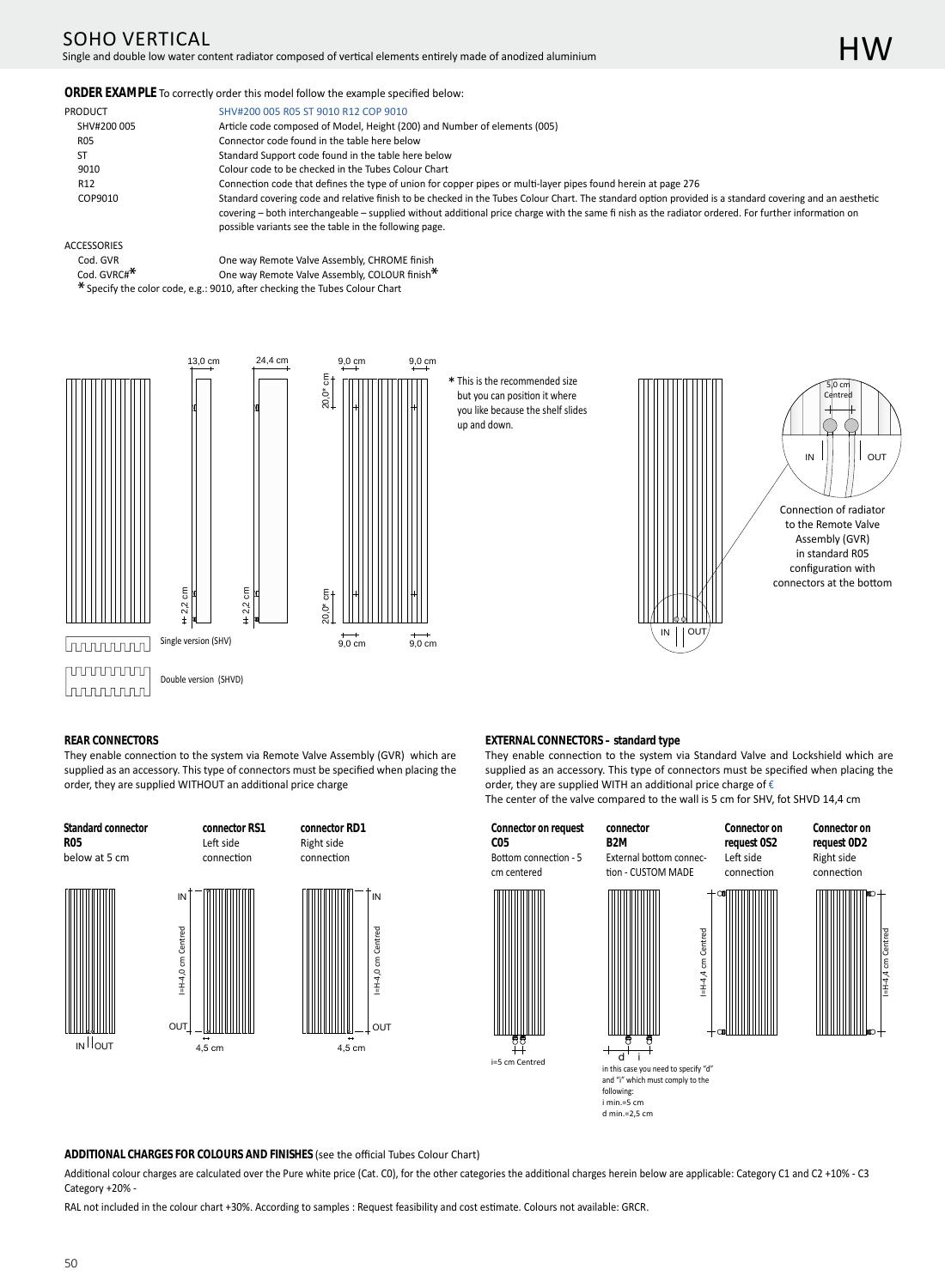# SOHO VERTICAL

Single and double low water content radiator composed of vertical elements entirely made of anodized aluminium

HW

**ORDER EXAMPLE** To correctly order this model follow the example specified below:

| | |
|---|---|
| PRODUCT | SHV#200 005 R05 ST 9010 R12 COP 9010 |
| SHV#200 005 | Article code composed of Model, Height (200) and Number of elements (005) |
| R05 | Connector code found in the table here below |
| ST | Standard Support code found in the table here below |
| 9010 | Colour code to be checked in the Tubes Colour Chart |
| R12 | Connection code that defines the type of union for copper pipes or multi-layer pipes found herein at page 276 |
| COP9010 | Standard covering code and relative finish to be checked in the Tubes Colour Chart. The standard option provided is a standard covering and an aesthetic covering – both interchangeable – supplied without additional price charge with the same finish as the radiator ordered. For further information on possible variants see the table in the following page. |

ACCESSORIES

| | |
|---|---|
| Cod. GVR | One way Remote Valve Assembly, CHROME finish |
| Cod. GVRC#* | One way Remote Valve Assembly, COLOUR finish* |

* Specify the color code, e.g.: 9010, after checking the Tubes Colour Chart

13,0 cm — 24,4 cm — 9,0 cm — 9,0 cm — 20,0* cm — 2,2 cm — 2,2 cm — 20,0* cm — 9,0 cm — 9,0 cm

* This is the recommended size but you can position it where you like because the shelf slides up and down.

Single version (SHV)

Double version (SHVD)

5,0 cm Centred — IN — OUT

Connection of radiator to the Remote Valve Assembly (GVR) in standard R05 configuration with connectors at the bottom

### REAR CONNECTORS

They enable connection to the system via Remote Valve Assembly (GVR) which are supplied as an accessory. This type of connectors must be specified when placing the order, they are supplied WITHOUT an additional price charge

**Standard connector R05**
below at 5 cm

**connector RS1**
Left side connection

**connector RD1**
Right side connection

IN — OUT — I=H-4,0 cm Centred — 4,5 cm

### EXTERNAL CONNECTORS – standard type

They enable connection to the system via Standard Valve and Lockshield which are supplied as an accessory. This type of connectors must be specified when placing the order, they are supplied WITH an additional price charge of €

The center of the valve compared to the wall is 5 cm for SHV, fot SHVD 14,4 cm

**Connector on request C05**
Bottom connection - 5 cm centered

**connector B2M**
External bottom connection - CUSTOM MADE

**Connector on request 0S2**
Left side connection

**Connector on request 0D2**
Right side connection

i=5 cm Centred

I=H-4,4 cm Centred

in this case you need to specify "d" and "i" which must comply to the following:
i min.=5 cm
d min.=2,5 cm

**ADDITIONAL CHARGES FOR COLOURS AND FINISHES** (see the official Tubes Colour Chart)

Additional colour charges are calculated over the Pure white price (Cat. C0), for the other categories the additional charges herein below are applicable: Category C1 and C2 +10% - C3 Category +20% -

RAL not included in the colour chart +30%. According to samples : Request feasibility and cost estimate. Colours not available: GRCR.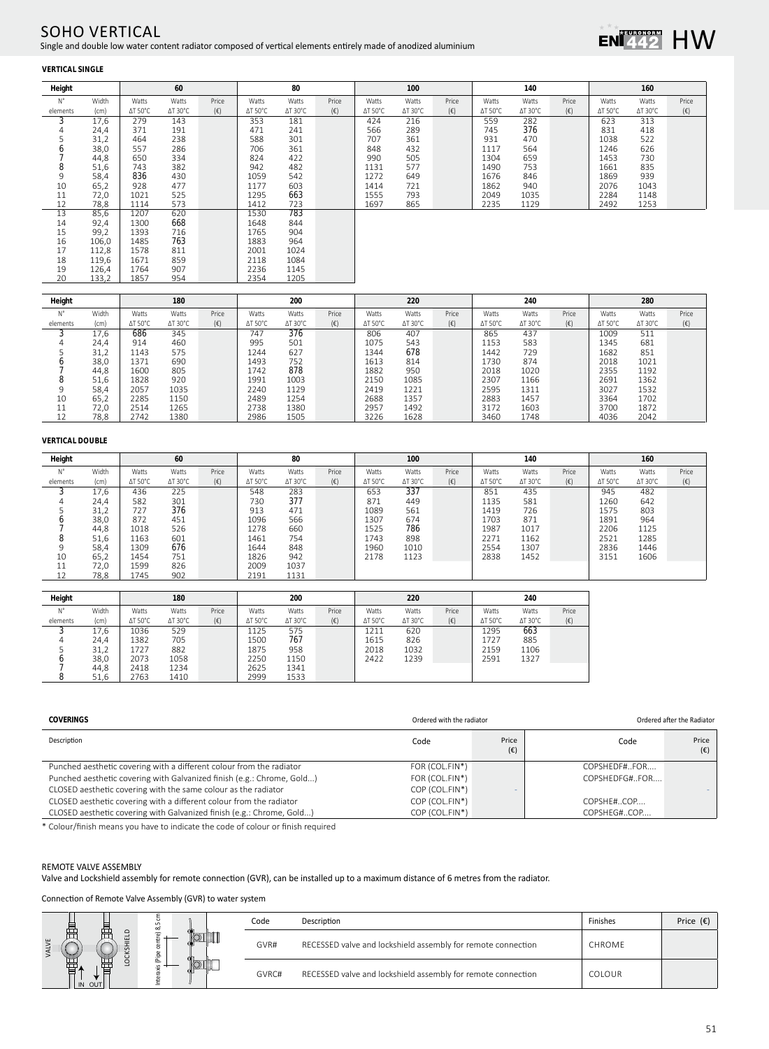# SOHO VERTICAL

Single and double low water content radiator composed of vertical elements entirely made of anodized aluminium

EN 442 HW

### VERTICAL SINGLE

| Height | | 60 | | | 80 | | | 100 | | | 140 | | | 160 | | |
|---|---|---|---|---|---|---|---|---|---|---|---|---|---|---|---|---|
| N° elements | Width (cm) | Watts ΔT 50°C | Watts ΔT 30°C | Price (€) | Watts ΔT 50°C | Watts ΔT 30°C | Price (€) | Watts ΔT 50°C | Watts ΔT 30°C | Price (€) | Watts ΔT 50°C | Watts ΔT 30°C | Price (€) | Watts ΔT 50°C | Watts ΔT 30°C | Price (€) |
| 3 | 17,6 | 279 | 143 | | 353 | 181 | | 424 | 216 | | 559 | 282 | | 623 | 313 | |
| 4 | 24,4 | 371 | 191 | | 471 | 241 | | 566 | 289 | | 745 | 376 | | 831 | 418 | |
| 5 | 31,2 | 464 | 238 | | 588 | 301 | | 707 | 361 | | 931 | 470 | | 1038 | 522 | |
| 6 | 38,0 | 557 | 286 | | 706 | 361 | | 848 | 432 | | 1117 | 564 | | 1246 | 626 | |
| 7 | 44,8 | 650 | 334 | | 824 | 422 | | 990 | 505 | | 1304 | 659 | | 1453 | 730 | |
| 8 | 51,6 | 743 | 382 | | 942 | 482 | | 1131 | 577 | | 1490 | 753 | | 1661 | 835 | |
| 9 | 58,4 | 836 | 430 | | 1059 | 542 | | 1272 | 649 | | 1676 | 846 | | 1869 | 939 | |
| 10 | 65,2 | 928 | 477 | | 1177 | 603 | | 1414 | 721 | | 1862 | 940 | | 2076 | 1043 | |
| 11 | 72,0 | 1021 | 525 | | 1295 | 663 | | 1555 | 793 | | 2049 | 1035 | | 2284 | 1148 | |
| 12 | 78,8 | 1114 | 573 | | 1412 | 723 | | 1697 | 865 | | 2235 | 1129 | | 2492 | 1253 | |
| 13 | 85,6 | 1207 | 620 | | 1530 | 783 | | | | | | | | | | |
| 14 | 92,4 | 1300 | 668 | | 1648 | 844 | | | | | | | | | | |
| 15 | 99,2 | 1393 | 716 | | 1765 | 904 | | | | | | | | | | |
| 16 | 106,0 | 1485 | 763 | | 1883 | 964 | | | | | | | | | | |
| 17 | 112,8 | 1578 | 811 | | 2001 | 1024 | | | | | | | | | | |
| 18 | 119,6 | 1671 | 859 | | 2118 | 1084 | | | | | | | | | | |
| 19 | 126,4 | 1764 | 907 | | 2236 | 1145 | | | | | | | | | | |
| 20 | 133,2 | 1857 | 954 | | 2354 | 1205 | | | | | | | | | | |

| Height | | 180 | | | 200 | | | 220 | | | 240 | | | 280 | | |
|---|---|---|---|---|---|---|---|---|---|---|---|---|---|---|---|---|
| N° elements | Width (cm) | Watts ΔT 50°C | Watts ΔT 30°C | Price (€) | Watts ΔT 50°C | Watts ΔT 30°C | Price (€) | Watts ΔT 50°C | Watts ΔT 30°C | Price (€) | Watts ΔT 50°C | Watts ΔT 30°C | Price (€) | Watts ΔT 50°C | Watts ΔT 30°C | Price (€) |
| 3 | 17,6 | 686 | 345 | | 747 | 376 | | 806 | 407 | | 865 | 437 | | 1009 | 511 | |
| 4 | 24,4 | 914 | 460 | | 995 | 501 | | 1075 | 543 | | 1153 | 583 | | 1345 | 681 | |
| 5 | 31,2 | 1143 | 575 | | 1244 | 627 | | 1344 | 678 | | 1442 | 729 | | 1682 | 851 | |
| 6 | 38,0 | 1371 | 690 | | 1493 | 752 | | 1613 | 814 | | 1730 | 874 | | 2018 | 1021 | |
| 7 | 44,8 | 1600 | 805 | | 1742 | 878 | | 1882 | 950 | | 2018 | 1020 | | 2355 | 1192 | |
| 8 | 51,6 | 1828 | 920 | | 1991 | 1003 | | 2150 | 1085 | | 2307 | 1166 | | 2691 | 1362 | |
| 9 | 58,4 | 2057 | 1035 | | 2240 | 1129 | | 2419 | 1221 | | 2595 | 1311 | | 3027 | 1532 | |
| 10 | 65,2 | 2285 | 1150 | | 2489 | 1254 | | 2688 | 1357 | | 2883 | 1457 | | 3364 | 1702 | |
| 11 | 72,0 | 2514 | 1265 | | 2738 | 1380 | | 2957 | 1492 | | 3172 | 1603 | | 3700 | 1872 | |
| 12 | 78,8 | 2742 | 1380 | | 2986 | 1505 | | 3226 | 1628 | | 3460 | 1748 | | 4036 | 2042 | |

### VERTICAL DOUBLE

| Height | | 60 | | | 80 | | | 100 | | | 140 | | | 160 | | |
|---|---|---|---|---|---|---|---|---|---|---|---|---|---|---|---|---|
| N° elements | Width (cm) | Watts ΔT 50°C | Watts ΔT 30°C | Price (€) | Watts ΔT 50°C | Watts ΔT 30°C | Price (€) | Watts ΔT 50°C | Watts ΔT 30°C | Price (€) | Watts ΔT 50°C | Watts ΔT 30°C | Price (€) | Watts ΔT 50°C | Watts ΔT 30°C | Price (€) |
| 3 | 17,6 | 436 | 225 | | 548 | 283 | | 653 | 337 | | 851 | 435 | | 945 | 482 | |
| 4 | 24,4 | 582 | 301 | | 730 | 377 | | 871 | 449 | | 1135 | 581 | | 1260 | 642 | |
| 5 | 31,2 | 727 | 376 | | 913 | 471 | | 1089 | 561 | | 1419 | 726 | | 1575 | 803 | |
| 6 | 38,0 | 872 | 451 | | 1096 | 566 | | 1307 | 674 | | 1703 | 871 | | 1891 | 964 | |
| 7 | 44,8 | 1018 | 526 | | 1278 | 660 | | 1525 | 786 | | 1987 | 1017 | | 2206 | 1125 | |
| 8 | 51,6 | 1163 | 601 | | 1461 | 754 | | 1743 | 898 | | 2271 | 1162 | | 2521 | 1285 | |
| 9 | 58,4 | 1309 | 676 | | 1644 | 848 | | 1960 | 1010 | | 2554 | 1307 | | 2836 | 1446 | |
| 10 | 65,2 | 1454 | 751 | | 1826 | 942 | | 2178 | 1123 | | 2838 | 1452 | | 3151 | 1606 | |
| 11 | 72,0 | 1599 | 826 | | 2009 | 1037 | | | | | | | | | | |
| 12 | 78,8 | 1745 | 902 | | 2191 | 1131 | | | | | | | | | | |

| Height | | 180 | | | 200 | | | 220 | | | 240 | | |
|---|---|---|---|---|---|---|---|---|---|---|---|---|---|
| N° elements | Width (cm) | Watts ΔT 50°C | Watts ΔT 30°C | Price (€) | Watts ΔT 50°C | Watts ΔT 30°C | Price (€) | Watts ΔT 50°C | Watts ΔT 30°C | Price (€) | Watts ΔT 50°C | Watts ΔT 30°C | Price (€) |
| 3 | 17,6 | 1036 | 529 | | 1125 | 575 | | 1211 | 620 | | 1295 | 663 | |
| 4 | 24,4 | 1382 | 705 | | 1500 | 767 | | 1615 | 826 | | 1727 | 885 | |
| 5 | 31,2 | 1727 | 882 | | 1875 | 958 | | 2018 | 1032 | | 2159 | 1106 | |
| 6 | 38,0 | 2073 | 1058 | | 2250 | 1150 | | 2422 | 1239 | | 2591 | 1327 | |
| 7 | 44,8 | 2418 | 1234 | | 2625 | 1341 | | | | | | | |
| 8 | 51,6 | 2763 | 1410 | | 2999 | 1533 | | | | | | | |

### COVERINGS

| Description | Ordered with the radiator: Code | Ordered with the radiator: Price (€) | Ordered after the Radiator: Code | Ordered after the Radiator: Price (€) |
|---|---|---|---|---|
| Punched aesthetic covering with a different colour from the radiator | FOR (COL.FIN*) | | COPSHEDF#..FOR.... | |
| Punched aesthetic covering with Galvanized finish (e.g.: Chrome, Gold...) | FOR (COL.FIN*) | | COPSHEDFG#..FOR.... | |
| CLOSED aesthetic covering with the same colour as the radiator | COP (COL.FIN*) | - | | - |
| CLOSED aesthetic covering with a different colour from the radiator | COP (COL.FIN*) | | COPSHE#..COP.... | |
| CLOSED aesthetic covering with Galvanized finish (e.g.: Chrome, Gold...) | COP (COL.FIN*) | | COPSHEG#..COP.... | |

* Colour/finish means you have to indicate the code of colour or finish required

### REMOTE VALVE ASSEMBLY

Valve and Lockshield assembly for remote connection (GVR), can be installed up to a maximum distance of 6 metres from the radiator.

Connection of Remote Valve Assembly (GVR) to water system

VALVE — LOCKSHIELD — IN OUT — Interaxis (Pipe centre) 8,5 cm

| Code | Description | Finishes | Price (€) |
|---|---|---|---|
| GVR# | RECESSED valve and lockshield assembly for remote connection | CHROME | |
| GVRC# | RECESSED valve and lockshield assembly for remote connection | COLOUR | |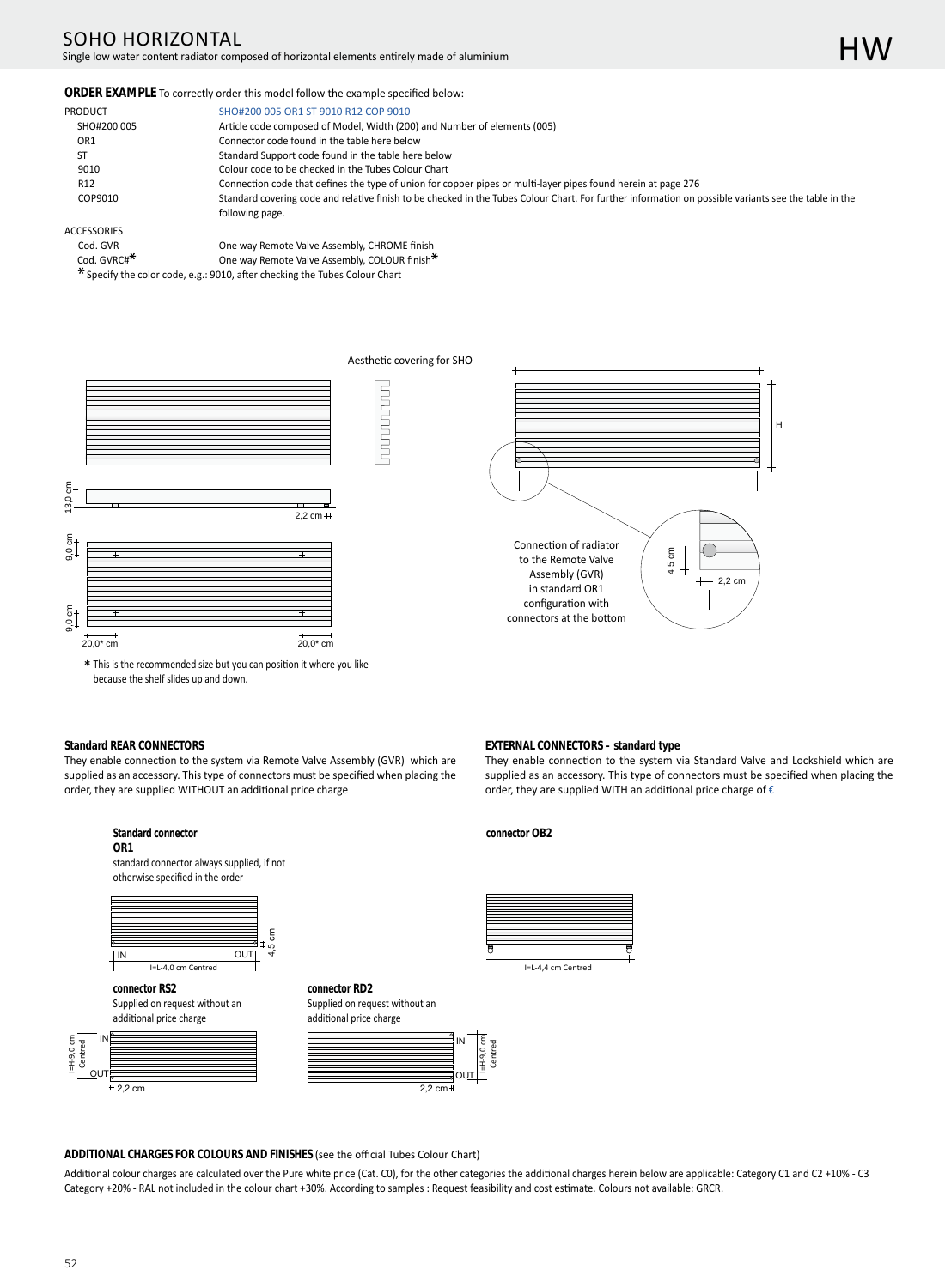# SOHO HORIZONTAL

Single low water content radiator composed of horizontal elements entirely made of aluminium

HW

**ORDER EXAMPLE** To correctly order this model follow the example specified below:

| PRODUCT | SHO#200 005 OR1 ST 9010 R12 COP 9010 |
|---|---|
| SHO#200 005 | Article code composed of Model, Width (200) and Number of elements (005) |
| OR1 | Connector code found in the table here below |
| ST | Standard Support code found in the table here below |
| 9010 | Colour code to be checked in the Tubes Colour Chart |
| R12 | Connection code that defines the type of union for copper pipes or multi-layer pipes found herein at page 276 |
| COP9010 | Standard covering code and relative finish to be checked in the Tubes Colour Chart. For further information on possible variants see the table in the following page. |

ACCESSORIES

| | |
|---|---|
| Cod. GVR | One way Remote Valve Assembly, CHROME finish |
| Cod. GVRC#* | One way Remote Valve Assembly, COLOUR finish* |

* Specify the color code, e.g.: 9010, after checking the Tubes Colour Chart

Aesthetic covering for SHO

13,0 cm

2,2 cm

9,0 cm

9,0 cm

20,0* cm

20,0* cm

H

4,5 cm

2,2 cm

Connection of radiator to the Remote Valve Assembly (GVR) in standard OR1 configuration with connectors at the bottom

* This is the recommended size but you can position it where you like because the shelf slides up and down.

**Standard REAR CONNECTORS**

They enable connection to the system via Remote Valve Assembly (GVR) which are supplied as an accessory. This type of connectors must be specified when placing the order, they are supplied WITHOUT an additional price charge

**Standard connector OR1**

standard connector always supplied, if not otherwise specified in the order

IN OUT 4,5 cm

I=L-4,0 cm Centred

**connector RS2**

Supplied on request without an additional price charge

IN OUT I=H-9,0 cm Centred 2,2 cm

**connector RD2**

Supplied on request without an additional price charge

IN OUT I=H-9,0 cm Centred 2,2 cm

**EXTERNAL CONNECTORS – standard type**

They enable connection to the system via Standard Valve and Lockshield which are supplied as an accessory. This type of connectors must be specified when placing the order, they are supplied WITH an additional price charge of €

**connector OB2**

I=L-4,4 cm Centred

**ADDITIONAL CHARGES FOR COLOURS AND FINISHES** (see the official Tubes Colour Chart)

Additional colour charges are calculated over the Pure white price (Cat. C0), for the other categories the additional charges herein below are applicable: Category C1 and C2 +10% - C3 Category +20% - RAL not included in the colour chart +30%. According to samples : Request feasibility and cost estimate. Colours not available: GRCR.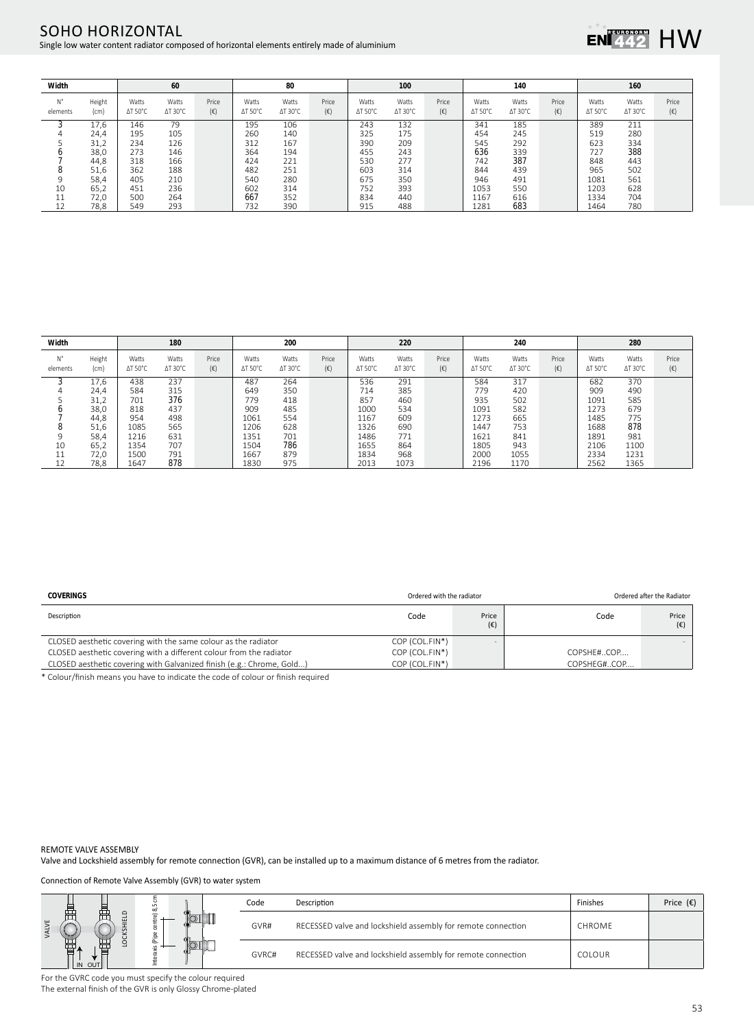# SOHO HORIZONTAL

Single low water content radiator composed of horizontal elements entirely made of aluminium

EN 442 HW

| Width | | 60 | | | 80 | | | 100 | | | 140 | | | 160 | | |
|---|---|---|---|---|---|---|---|---|---|---|---|---|---|---|---|---|
| N° elements | Height (cm) | Watts ΔT 50°C | Watts ΔT 30°C | Price (€) | Watts ΔT 50°C | Watts ΔT 30°C | Price (€) | Watts ΔT 50°C | Watts ΔT 30°C | Price (€) | Watts ΔT 50°C | Watts ΔT 30°C | Price (€) | Watts ΔT 50°C | Watts ΔT 30°C | Price (€) |
| 3 | 17,6 | 146 | 79 | | 195 | 106 | | 243 | 132 | | 341 | 185 | | 389 | 211 | |
| 4 | 24,4 | 195 | 105 | | 260 | 140 | | 325 | 175 | | 454 | 245 | | 519 | 280 | |
| 5 | 31,2 | 234 | 126 | | 312 | 167 | | 390 | 209 | | 545 | 292 | | 623 | 334 | |
| 6 | 38,0 | 273 | 146 | | 364 | 194 | | 455 | 243 | | 636 | 339 | | 727 | 388 | |
| 7 | 44,8 | 318 | 166 | | 424 | 221 | | 530 | 277 | | 742 | 387 | | 848 | 443 | |
| 8 | 51,6 | 362 | 188 | | 482 | 251 | | 603 | 314 | | 844 | 439 | | 965 | 502 | |
| 9 | 58,4 | 405 | 210 | | 540 | 280 | | 675 | 350 | | 946 | 491 | | 1081 | 561 | |
| 10 | 65,2 | 451 | 236 | | 602 | 314 | | 752 | 393 | | 1053 | 550 | | 1203 | 628 | |
| 11 | 72,0 | 500 | 264 | | 667 | 352 | | 834 | 440 | | 1167 | 616 | | 1334 | 704 | |
| 12 | 78,8 | 549 | 293 | | 732 | 390 | | 915 | 488 | | 1281 | 683 | | 1464 | 780 | |

| Width | | 180 | | | 200 | | | 220 | | | 240 | | | 280 | | |
|---|---|---|---|---|---|---|---|---|---|---|---|---|---|---|---|---|
| N° elements | Height (cm) | Watts ΔT 50°C | Watts ΔT 30°C | Price (€) | Watts ΔT 50°C | Watts ΔT 30°C | Price (€) | Watts ΔT 50°C | Watts ΔT 30°C | Price (€) | Watts ΔT 50°C | Watts ΔT 30°C | Price (€) | Watts ΔT 50°C | Watts ΔT 30°C | Price (€) |
| 3 | 17,6 | 438 | 237 | | 487 | 264 | | 536 | 291 | | 584 | 317 | | 682 | 370 | |
| 4 | 24,4 | 584 | 315 | | 649 | 350 | | 714 | 385 | | 779 | 420 | | 909 | 490 | |
| 5 | 31,2 | 701 | 376 | | 779 | 418 | | 857 | 460 | | 935 | 502 | | 1091 | 585 | |
| 6 | 38,0 | 818 | 437 | | 909 | 485 | | 1000 | 534 | | 1091 | 582 | | 1273 | 679 | |
| 7 | 44,8 | 954 | 498 | | 1061 | 554 | | 1167 | 609 | | 1273 | 665 | | 1485 | 775 | |
| 8 | 51,6 | 1085 | 565 | | 1206 | 628 | | 1326 | 690 | | 1447 | 753 | | 1688 | 878 | |
| 9 | 58,4 | 1216 | 631 | | 1351 | 701 | | 1486 | 771 | | 1621 | 841 | | 1891 | 981 | |
| 10 | 65,2 | 1354 | 707 | | 1504 | 786 | | 1655 | 864 | | 1805 | 943 | | 2106 | 1100 | |
| 11 | 72,0 | 1500 | 791 | | 1667 | 879 | | 1834 | 968 | | 2000 | 1055 | | 2334 | 1231 | |
| 12 | 78,8 | 1647 | 878 | | 1830 | 975 | | 2013 | 1073 | | 2196 | 1170 | | 2562 | 1365 | |

| **COVERINGS** | Ordered with the radiator | | Ordered after the Radiator | |
|---|---|---|---|---|
| Description | Code | Price (€) | Code | Price (€) |
| CLOSED aesthetic covering with the same colour as the radiator | COP (COL.FIN*) | - | | - |
| CLOSED aesthetic covering with a different colour from the radiator | COP (COL.FIN*) | | COPSHE#..COP.... | |
| CLOSED aesthetic covering with Galvanized finish (e.g.: Chrome, Gold...) | COP (COL.FIN*) | | COPSHEG#..COP.... | |

* Colour/finish means you have to indicate the code of colour or finish required

REMOTE VALVE ASSEMBLY

Valve and Lockshield assembly for remote connection (GVR), can be installed up to a maximum distance of 6 metres from the radiator.

Connection of Remote Valve Assembly (GVR) to water system

VALVE LOCKSHIELD IN OUT Interaxis (Pipe centre) 8,5 cm

| Code | Description | Finishes | Price (€) |
|---|---|---|---|
| GVR# | RECESSED valve and lockshield assembly for remote connection | CHROME | |
| GVRC# | RECESSED valve and lockshield assembly for remote connection | COLOUR | |

For the GVRC code you must specify the colour required

The external finish of the GVR is only Glossy Chrome-plated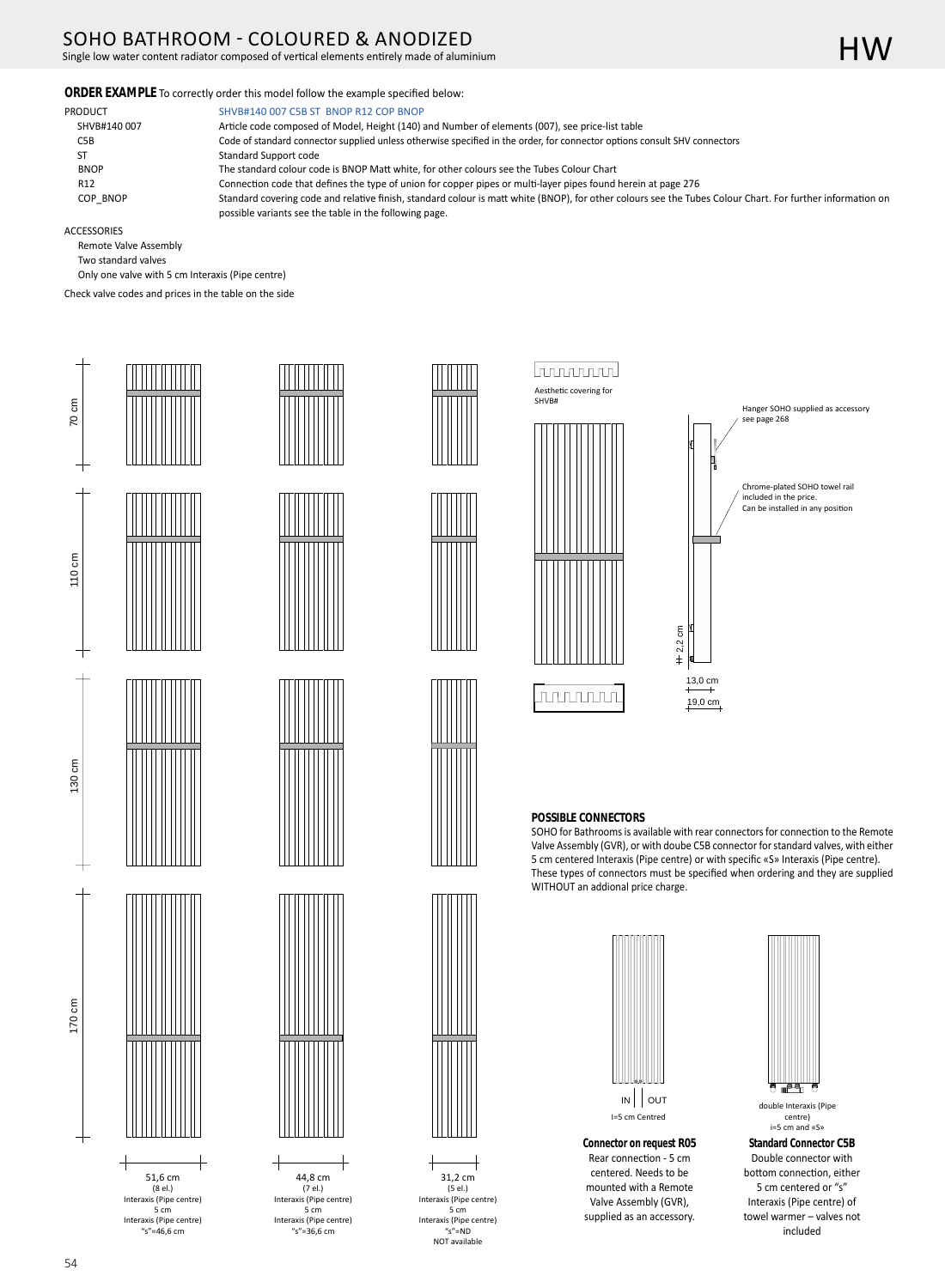# SOHO BATHROOM - COLOURED & ANODIZED

Single low water content radiator composed of vertical elements entirely made of aluminium

HW

**ORDER EXAMPLE** To correctly order this model follow the example specified below:

| PRODUCT | SHVB#140 007 C5B ST BNOP R12 COP BNOP |
|---|---|
| SHVB#140 007 | Article code composed of Model, Height (140) and Number of elements (007), see price-list table |
| C5B | Code of standard connector supplied unless otherwise specified in the order, for connector options consult SHV connectors |
| ST | Standard Support code |
| BNOP | The standard colour code is BNOP Matt white, for other colours see the Tubes Colour Chart |
| R12 | Connection code that defines the type of union for copper pipes or multi-layer pipes found herein at page 276 |
| COP_BNOP | Standard covering code and relative finish, standard colour is matt white (BNOP), for other colours see the Tubes Colour Chart. For further information on possible variants see the table in the following page. |

ACCESSORIES

- Remote Valve Assembly
- Two standard valves
- Only one valve with 5 cm Interaxis (Pipe centre)

Check valve codes and prices in the table on the side

70 cm

110 cm

130 cm

170 cm

51,6 cm (8 el.) Interaxis (Pipe centre) 5 cm Interaxis (Pipe centre) "s"=46,6 cm

44,8 cm (7 el.) Interaxis (Pipe centre) 5 cm Interaxis (Pipe centre) "s"=36,6 cm

31,2 cm (5 el.) Interaxis (Pipe centre) 5 cm Interaxis (Pipe centre) "s"=ND NOT available

Aesthetic covering for SHVB#

Hanger SOHO supplied as accessory see page 268

Chrome-plated SOHO towel rail included in the price. Can be installed in any position

2,2 cm

13,0 cm

19,0 cm

**POSSIBLE CONNECTORS**

SOHO for Bathrooms is available with rear connectors for connection to the Remote Valve Assembly (GVR), or with doube C5B connector for standard valves, with either 5 cm centered Interaxis (Pipe centre) or with specific «S» Interaxis (Pipe centre). These types of connectors must be specified when ordering and they are supplied WITHOUT an addional price charge.

IN | OUT

I=5 cm Centred

**Connector on request R05**

Rear connection - 5 cm centered. Needs to be mounted with a Remote Valve Assembly (GVR), supplied as an accessory.

double Interaxis (Pipe centre) i=5 cm and «S»

**Standard Connector C5B**

Double connector with bottom connection, either 5 cm centered or "s" Interaxis (Pipe centre) of towel warmer – valves not included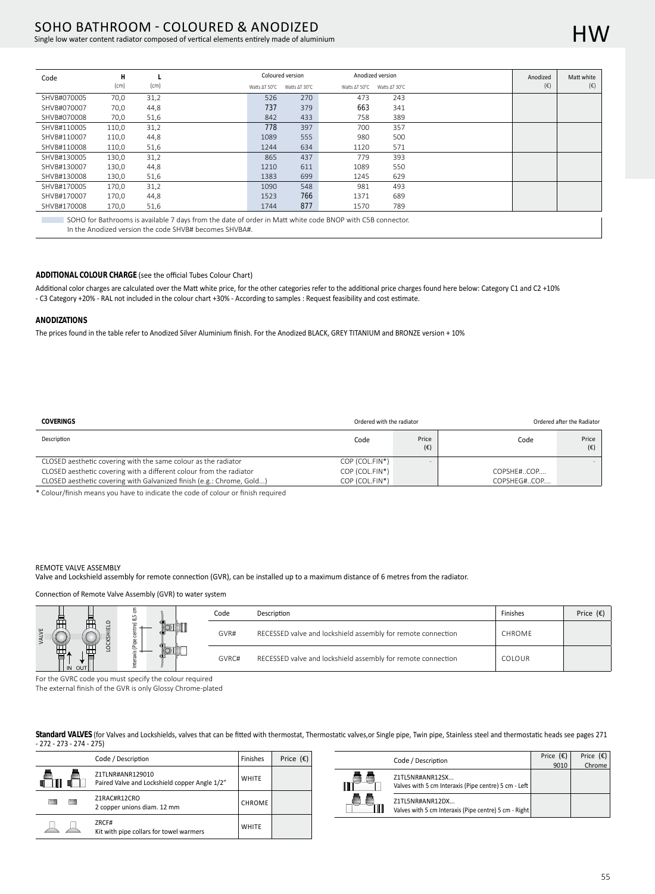# SOHO BATHROOM - COLOURED & ANODIZED

Single low water content radiator composed of vertical elements entirely made of aluminium

HW

| Code | H (cm) | L (cm) | Coloured version Watts ΔT 50°C | Coloured version Watts ΔT 30°C | Anodized version Watts ΔT 50°C | Anodized version Watts ΔT 30°C | Anodized (€) | Matt white (€) |
|---|---|---|---|---|---|---|---|---|
| SHVB#070005 | 70,0 | 31,2 | 526 | 270 | 473 | 243 | | |
| SHVB#070007 | 70,0 | 44,8 | 737 | 379 | 663 | 341 | | |
| SHVB#070008 | 70,0 | 51,6 | 842 | 433 | 758 | 389 | | |
| SHVB#110005 | 110,0 | 31,2 | 778 | 397 | 700 | 357 | | |
| SHVB#110007 | 110,0 | 44,8 | 1089 | 555 | 980 | 500 | | |
| SHVB#110008 | 110,0 | 51,6 | 1244 | 634 | 1120 | 571 | | |
| SHVB#130005 | 130,0 | 31,2 | 865 | 437 | 779 | 393 | | |
| SHVB#130007 | 130,0 | 44,8 | 1210 | 611 | 1089 | 550 | | |
| SHVB#130008 | 130,0 | 51,6 | 1383 | 699 | 1245 | 629 | | |
| SHVB#170005 | 170,0 | 31,2 | 1090 | 548 | 981 | 493 | | |
| SHVB#170007 | 170,0 | 44,8 | 1523 | 766 | 1371 | 689 | | |
| SHVB#170008 | 170,0 | 51,6 | 1744 | 877 | 1570 | 789 | | |

SOHO for Bathrooms is available 7 days from the date of order in Matt white code BNOP with C5B connector.
In the Anodized version the code SHVB# becomes SHVBA#.

**ADDITIONAL COLOUR CHARGE** (see the official Tubes Colour Chart)

Additional color charges are calculated over the Matt white price, for the other categories refer to the additional price charges found here below: Category C1 and C2 +10% - C3 Category +20% - RAL not included in the colour chart +30% - According to samples : Request feasibility and cost estimate.

**ANODIZATIONS**

The prices found in the table refer to Anodized Silver Aluminium finish. For the Anodized BLACK, GREY TITANIUM and BRONZE version + 10%

| COVERINGS | Ordered with the radiator | | Ordered after the Radiator | |
|---|---|---|---|---|
| Description | Code | Price (€) | Code | Price (€) |
| CLOSED aesthetic covering with the same colour as the radiator | COP (COL.FIN*) | - | | - |
| CLOSED aesthetic covering with a different colour from the radiator | COP (COL.FIN*) | | COPSHE#..COP.... | |
| CLOSED aesthetic covering with Galvanized finish (e.g.: Chrome, Gold...) | COP (COL.FIN*) | | COPSHEG#..COP.... | |

\* Colour/finish means you have to indicate the code of colour or finish required

REMOTE VALVE ASSEMBLY

Valve and Lockshield assembly for remote connection (GVR), can be installed up to a maximum distance of 6 metres from the radiator.

Connection of Remote Valve Assembly (GVR) to water system

VALVE / LOCKSHIELD / IN / OUT / Interaxis (Pipe centre) 8,5 cm

| Code | Description | Finishes | Price (€) |
|---|---|---|---|
| GVR# | RECESSED valve and lockshield assembly for remote connection | CHROME | |
| GVRC# | RECESSED valve and lockshield assembly for remote connection | COLOUR | |

For the GVRC code you must specify the colour required
The external finish of the GVR is only Glossy Chrome-plated

**Standard VALVES** (for Valves and Lockshields, valves that can be fitted with thermostat, Thermostatic valves,or Single pipe, Twin pipe, Stainless steel and thermostatic heads see pages 271 - 272 - 273 - 274 - 275)

| Code / Description | Finishes | Price (€) |
|---|---|---|
| Z1TLNR#ANR129010 Paired Valve and Lockshield copper Angle 1/2" | WHITE | |
| Z1RAC#R12CRO 2 copper unions diam. 12 mm | CHROME | |
| ZRCF# Kit with pipe collars for towel warmers | WHITE | |

| Code / Description | Price (€) 9010 | Price (€) Chrome |
|---|---|---|
| Z1TL5NR#ANR12SX... Valves with 5 cm Interaxis (Pipe centre) 5 cm - Left | | |
| Z1TL5NR#ANR12DX... Valves with 5 cm Interaxis (Pipe centre) 5 cm - Right | | |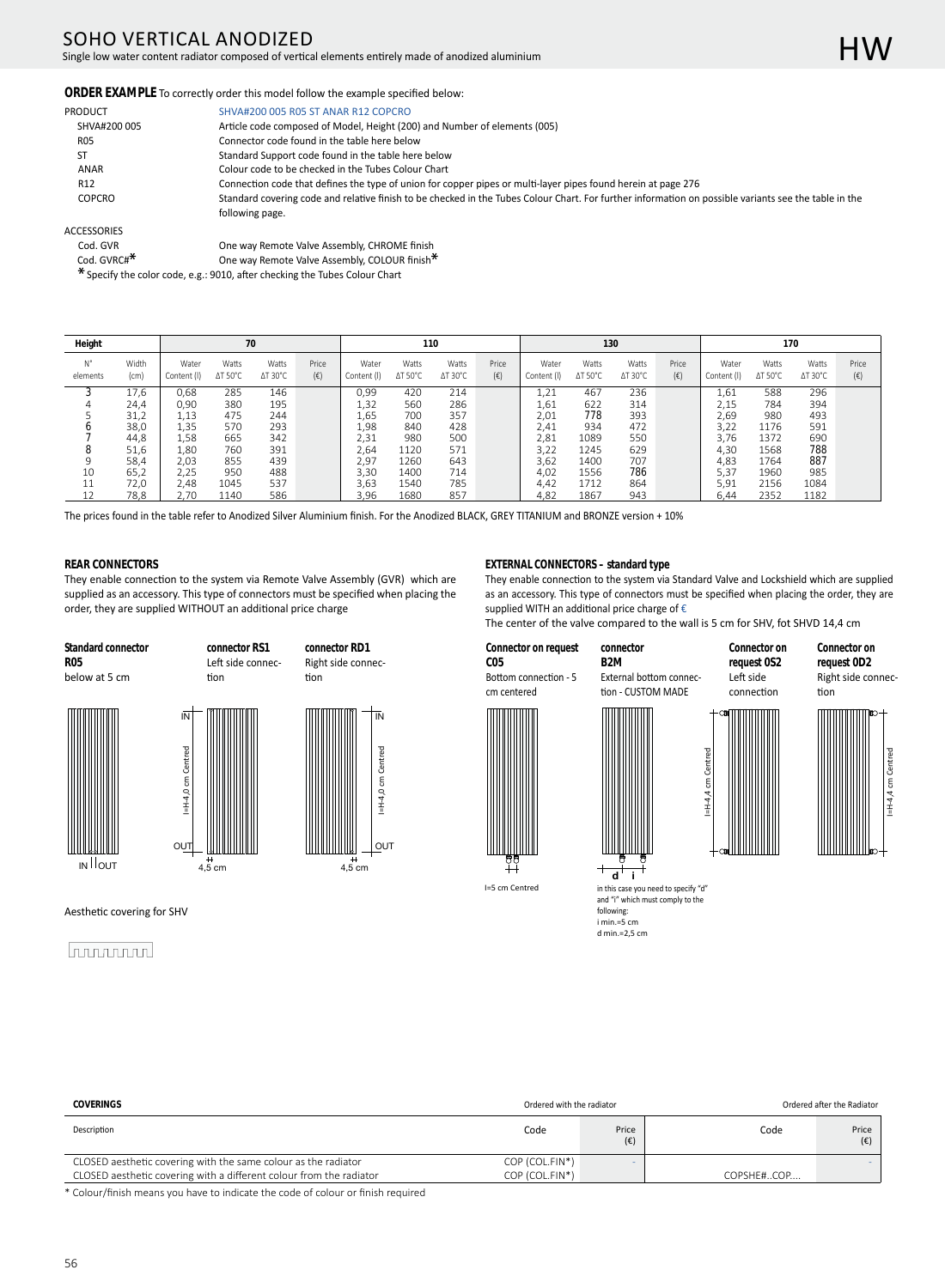# SOHO VERTICAL ANODIZED

Single low water content radiator composed of vertical elements entirely made of anodized aluminium

HW

**ORDER EXAMPLE** To correctly order this model follow the example specified below:

| | |
|---|---|
| PRODUCT | SHVA#200 005 R05 ST ANAR R12 COPCRO |
| SHVA#200 005 | Article code composed of Model, Height (200) and Number of elements (005) |
| R05 | Connector code found in the table here below |
| ST | Standard Support code found in the table here below |
| ANAR | Colour code to be checked in the Tubes Colour Chart |
| R12 | Connection code that defines the type of union for copper pipes or multi-layer pipes found herein at page 276 |
| COPCRO | Standard covering code and relative finish to be checked in the Tubes Colour Chart. For further information on possible variants see the table in the following page. |

ACCESSORIES

| | |
|---|---|
| Cod. GVR | One way Remote Valve Assembly, CHROME finish |
| Cod. GVRC#* | One way Remote Valve Assembly, COLOUR finish* |

* Specify the color code, e.g.: 9010, after checking the Tubes Colour Chart

| Height | | 70 | | | | 110 | | | | 130 | | | | 170 | | | |
|---|---|---|---|---|---|---|---|---|---|---|---|---|---|---|---|---|---|
| N° elements | Width (cm) | Water Content (l) | Watts ΔT 50°C | Watts ΔT 30°C | Price (€) | Water Content (l) | Watts ΔT 50°C | Watts ΔT 30°C | Price (€) | Water Content (l) | Watts ΔT 50°C | Watts ΔT 30°C | Price (€) | Water Content (l) | Watts ΔT 50°C | Watts ΔT 30°C | Price (€) |
| 3 | 17,6 | 0,68 | 285 | 146 | | 0,99 | 420 | 214 | | 1,21 | 467 | 236 | | 1,61 | 588 | 296 | |
| 4 | 24,4 | 0,90 | 380 | 195 | | 1,32 | 560 | 286 | | 1,61 | 622 | 314 | | 2,15 | 784 | 394 | |
| 5 | 31,2 | 1,13 | 475 | 244 | | 1,65 | 700 | 357 | | 2,01 | 778 | 393 | | 2,69 | 980 | 493 | |
| 6 | 38,0 | 1,35 | 570 | 293 | | 1,98 | 840 | 428 | | 2,41 | 934 | 472 | | 3,22 | 1176 | 591 | |
| 7 | 44,8 | 1,58 | 665 | 342 | | 2,31 | 980 | 500 | | 2,81 | 1089 | 550 | | 3,76 | 1372 | 690 | |
| 8 | 51,6 | 1,80 | 760 | 391 | | 2,64 | 1120 | 571 | | 3,22 | 1245 | 629 | | 4,30 | 1568 | 788 | |
| 9 | 58,4 | 2,03 | 855 | 439 | | 2,97 | 1260 | 643 | | 3,62 | 1400 | 707 | | 4,83 | 1764 | 887 | |
| 10 | 65,2 | 2,25 | 950 | 488 | | 3,30 | 1400 | 714 | | 4,02 | 1556 | 786 | | 5,37 | 1960 | 985 | |
| 11 | 72,0 | 2,48 | 1045 | 537 | | 3,63 | 1540 | 785 | | 4,42 | 1712 | 864 | | 5,91 | 2156 | 1084 | |
| 12 | 78,8 | 2,70 | 1140 | 586 | | 3,96 | 1680 | 857 | | 4,82 | 1867 | 943 | | 6,44 | 2352 | 1182 | |

The prices found in the table refer to Anodized Silver Aluminium finish. For the Anodized BLACK, GREY TITANIUM and BRONZE version + 10%

### REAR CONNECTORS

They enable connection to the system via Remote Valve Assembly (GVR) which are supplied as an accessory. This type of connectors must be specified when placing the order, they are supplied WITHOUT an additional price charge

**Standard connector R05**
below at 5 cm

IN OUT

**connector RS1**
Left side connection

IN
I=H-4,0 cm Centred
OUT
4,5 cm

**connector RD1**
Right side connection

IN
I=H-4,0 cm Centred
OUT
4,5 cm

Aesthetic covering for SHV

### EXTERNAL CONNECTORS – standard type

They enable connection to the system via Standard Valve and Lockshield which are supplied as an accessory. This type of connectors must be specified when placing the order, they are supplied WITH an additional price charge of €

The center of the valve compared to the wall is 5 cm for SHV, fot SHVD 14,4 cm

**Connector on request C05**
Bottom connection - 5 cm centered

I=5 cm Centred

**connector B2M**
External bottom connection - CUSTOM MADE

d i

in this case you need to specify "d" and "i" which must comply to the following:
i min.=5 cm
d min.=2,5 cm

**Connector on request OS2**
Left side connection

I=H-4,4 cm Centred

**Connector on request OD2**
Right side connection

I=H-4,4 cm Centred

| COVERINGS | Ordered with the radiator | | Ordered after the Radiator | |
|---|---|---|---|---|
| Description | Code | Price (€) | Code | Price (€) |
| CLOSED aesthetic covering with the same colour as the radiator | COP (COL.FIN*) | - | | - |
| CLOSED aesthetic covering with a different colour from the radiator | COP (COL.FIN*) | | COPSHE#..COP.... | |

* Colour/finish means you have to indicate the code of colour or finish required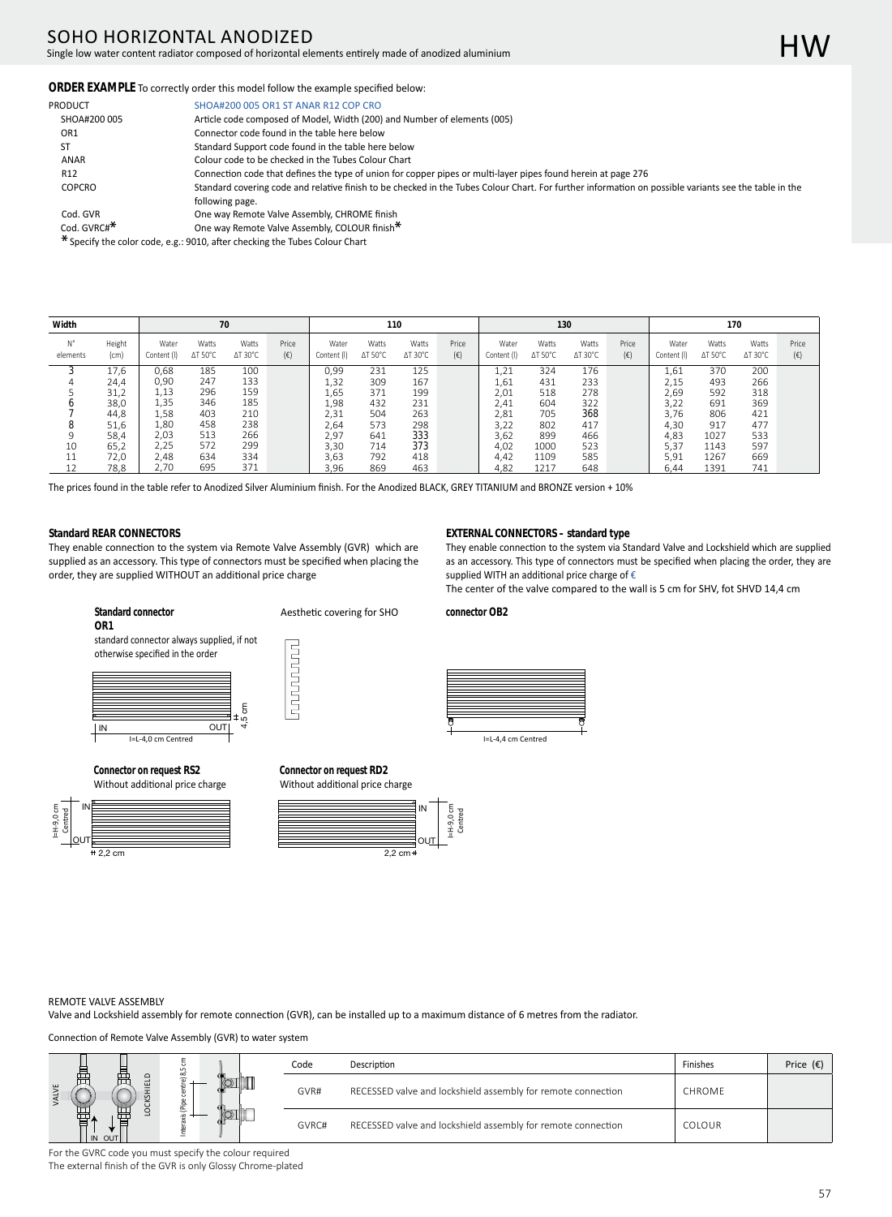# SOHO HORIZONTAL ANODIZED

Single low water content radiator composed of horizontal elements entirely made of anodized aluminium

HW

**ORDER EXAMPLE** To correctly order this model follow the example specified below:

| PRODUCT | SHOA#200 005 OR1 ST ANAR R12 COP CRO |
|---|---|
| SHOA#200 005 | Article code composed of Model, Width (200) and Number of elements (005) |
| OR1 | Connector code found in the table here below |
| ST | Standard Support code found in the table here below |
| ANAR | Colour code to be checked in the Tubes Colour Chart |
| R12 | Connection code that defines the type of union for copper pipes or multi-layer pipes found herein at page 276 |
| COPCRO | Standard covering code and relative finish to be checked in the Tubes Colour Chart. For further information on possible variants see the table in the following page. |
| Cod. GVR | One way Remote Valve Assembly, CHROME finish |
| Cod. GVRC#* | One way Remote Valve Assembly, COLOUR finish* |

* Specify the color code, e.g.: 9010, after checking the Tubes Colour Chart

| Width | | 70 | | | | 110 | | | | 130 | | | | 170 | | | |
|---|---|---|---|---|---|---|---|---|---|---|---|---|---|---|---|---|---|
| N° elements | Height (cm) | Water Content (l) | Watts ΔT 50°C | Watts ΔT 30°C | Price (€) | Water Content (l) | Watts ΔT 50°C | Watts ΔT 30°C | Price (€) | Water Content (l) | Watts ΔT 50°C | Watts ΔT 30°C | Price (€) | Water Content (l) | Watts ΔT 50°C | Watts ΔT 30°C | Price (€) |
| 3 | 17,6 | 0,68 | 185 | 100 | | 0,99 | 231 | 125 | | 1,21 | 324 | 176 | | 1,61 | 370 | 200 | |
| 4 | 24,4 | 0,90 | 247 | 133 | | 1,32 | 309 | 167 | | 1,61 | 431 | 233 | | 2,15 | 493 | 266 | |
| 5 | 31,2 | 1,13 | 296 | 159 | | 1,65 | 371 | 199 | | 2,01 | 518 | 278 | | 2,69 | 592 | 318 | |
| 6 | 38,0 | 1,35 | 346 | 185 | | 1,98 | 432 | 231 | | 2,41 | 604 | 322 | | 3,22 | 691 | 369 | |
| 7 | 44,8 | 1,58 | 403 | 210 | | 2,31 | 504 | 263 | | 2,81 | 705 | 368 | | 3,76 | 806 | 421 | |
| 8 | 51,6 | 1,80 | 458 | 238 | | 2,64 | 573 | 298 | | 3,22 | 802 | 417 | | 4,30 | 917 | 477 | |
| 9 | 58,4 | 2,03 | 513 | 266 | | 2,97 | 641 | 333 | | 3,62 | 899 | 466 | | 4,83 | 1027 | 533 | |
| 10 | 65,2 | 2,25 | 572 | 299 | | 3,30 | 714 | 373 | | 4,02 | 1000 | 523 | | 5,37 | 1143 | 597 | |
| 11 | 72,0 | 2,48 | 634 | 334 | | 3,63 | 792 | 418 | | 4,42 | 1109 | 585 | | 5,91 | 1267 | 669 | |
| 12 | 78,8 | 2,70 | 695 | 371 | | 3,96 | 869 | 463 | | 4,82 | 1217 | 648 | | 6,44 | 1391 | 741 | |

The prices found in the table refer to Anodized Silver Aluminium finish. For the Anodized BLACK, GREY TITANIUM and BRONZE version + 10%

**Standard REAR CONNECTORS**

They enable connection to the system via Remote Valve Assembly (GVR) which are supplied as an accessory. This type of connectors must be specified when placing the order, they are supplied WITHOUT an additional price charge

**Standard connector OR1**

standard connector always supplied, if not otherwise specified in the order

IN OUT 4,5 cm
I=L-4,0 cm Centred

Aesthetic covering for SHO

**Connector on request RS2**

Without additional price charge

I=H-9,0 cm Centred IN OUT 2,2 cm

**Connector on request RD2**

Without additional price charge

IN OUT I=H-9,0 cm Centred 2,2 cm

**EXTERNAL CONNECTORS – standard type**

They enable connection to the system via Standard Valve and Lockshield which are supplied as an accessory. This type of connectors must be specified when placing the order, they are supplied WITH an additional price charge of €

The center of the valve compared to the wall is 5 cm for SHV, fot SHVD 14,4 cm

**connector OB2**

I=L-4,4 cm Centred

REMOTE VALVE ASSEMBLY

Valve and Lockshield assembly for remote connection (GVR), can be installed up to a maximum distance of 6 metres from the radiator.

Connection of Remote Valve Assembly (GVR) to water system

VALVE LOCKSHIELD IN OUT Interaxis (Pipe centre) 8,5 cm

| Code | Description | Finishes | Price (€) |
|---|---|---|---|
| GVR# | RECESSED valve and lockshield assembly for remote connection | CHROME | |
| GVRC# | RECESSED valve and lockshield assembly for remote connection | COLOUR | |

For the GVRC code you must specify the colour required

The external finish of the GVR is only Glossy Chrome-plated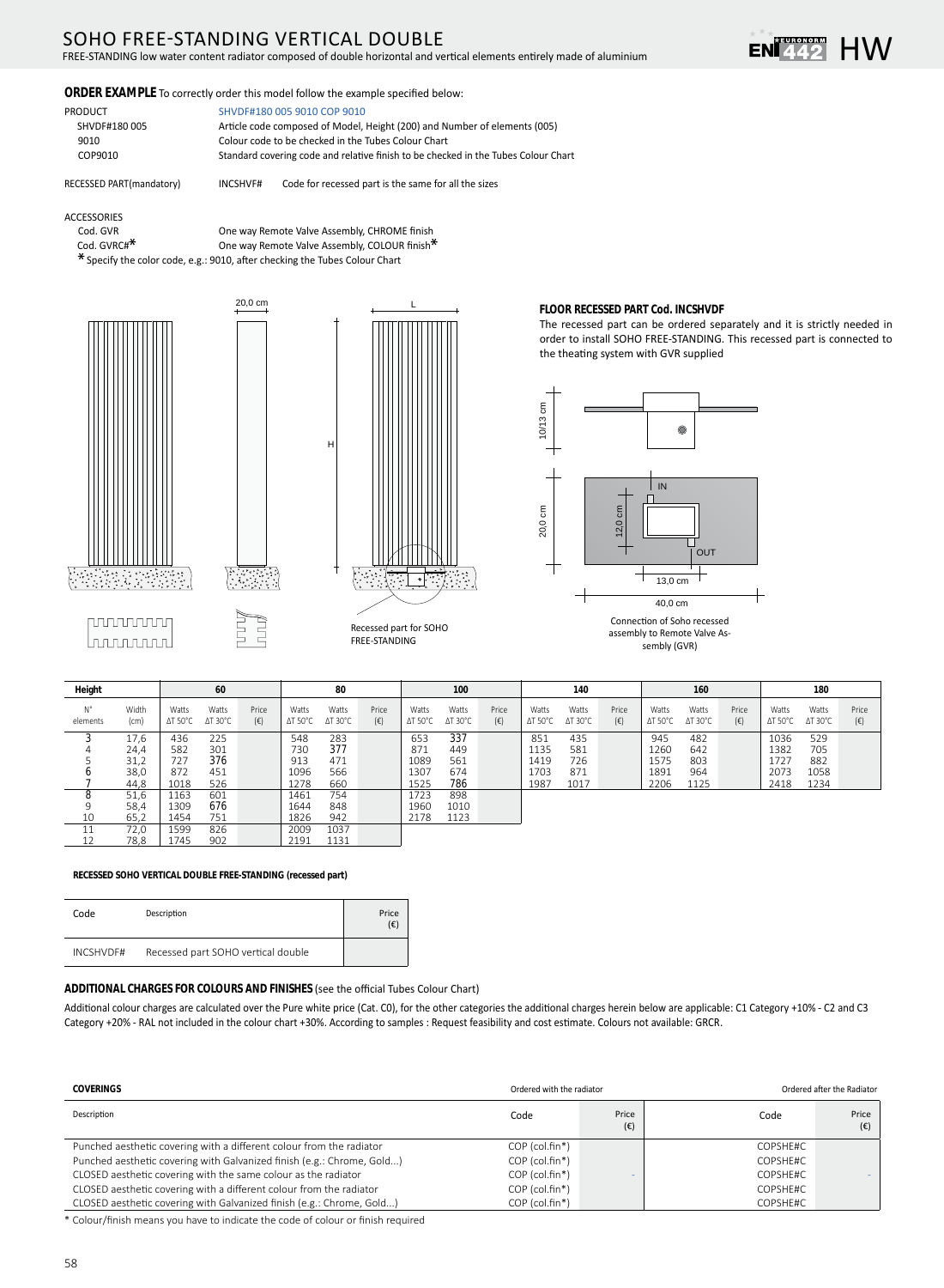# SOHO FREE-STANDING VERTICAL DOUBLE

FREE-STANDING low water content radiator composed of double horizontal and vertical elements entirely made of aluminium

**ORDER EXAMPLE** To correctly order this model follow the example specified below:

| PRODUCT | SHVDF#180 005 9010 COP 9010 |
|---|---|
| SHVDF#180 005 | Article code composed of Model, Height (200) and Number of elements (005) |
| 9010 | Colour code to be checked in the Tubes Colour Chart |
| COP9010 | Standard covering code and relative finish to be checked in the Tubes Colour Chart |

RECESSED PART(mandatory) INCSHVF# Code for recessed part is the same for all the sizes

ACCESSORIES

- Cod. GVR — One way Remote Valve Assembly, CHROME finish
- Cod. GVRC#* — One way Remote Valve Assembly, COLOUR finish*

* Specify the color code, e.g.: 9010, after checking the Tubes Colour Chart

20,0 cm — L — H

Recessed part for SOHO FREE-STANDING

**FLOOR RECESSED PART Cod. INCSHVDF**

The recessed part can be ordered separately and it is strictly needed in order to install SOHO FREE-STANDING. This recessed part is connected to the theating system with GVR supplied

10/13 cm — 20,0 cm — 12,0 cm — IN — OUT — 13,0 cm — 40,0 cm

Connection of Soho recessed assembly to Remote Valve Assembly (GVR)

| Height | | 60 | | | 80 | | | 100 | | | 140 | | | 160 | | | 180 | | |
|---|---|---|---|---|---|---|---|---|---|---|---|---|---|---|---|---|---|---|---|
| N° elements | Width (cm) | Watts ΔT 50°C | Watts ΔT 30°C | Price (€) | Watts ΔT 50°C | Watts ΔT 30°C | Price (€) | Watts ΔT 50°C | Watts ΔT 30°C | Price (€) | Watts ΔT 50°C | Watts ΔT 30°C | Price (€) | Watts ΔT 50°C | Watts ΔT 30°C | Price (€) | Watts ΔT 50°C | Watts ΔT 30°C | Price (€) |
| 3 | 17,6 | 436 | 225 | | 548 | 283 | | 653 | 337 | | 851 | 435 | | 945 | 482 | | 1036 | 529 | |
| 4 | 24,4 | 582 | 301 | | 730 | 377 | | 871 | 449 | | 1135 | 581 | | 1260 | 642 | | 1382 | 705 | |
| 5 | 31,2 | 727 | 376 | | 913 | 471 | | 1089 | 561 | | 1419 | 726 | | 1575 | 803 | | 1727 | 882 | |
| 6 | 38,0 | 872 | 451 | | 1096 | 566 | | 1307 | 674 | | 1703 | 871 | | 1891 | 964 | | 2073 | 1058 | |
| 7 | 44,8 | 1018 | 526 | | 1278 | 660 | | 1525 | 786 | | 1987 | 1017 | | 2206 | 1125 | | 2418 | 1234 | |
| 8 | 51,6 | 1163 | 601 | | 1461 | 754 | | 1723 | 898 | | | | | | | | | | |
| 9 | 58,4 | 1309 | 676 | | 1644 | 848 | | 1960 | 1010 | | | | | | | | | | |
| 10 | 65,2 | 1454 | 751 | | 1826 | 942 | | 2178 | 1123 | | | | | | | | | | |
| 11 | 72,0 | 1599 | 826 | | 2009 | 1037 | | | | | | | | | | | | | |
| 12 | 78,8 | 1745 | 902 | | 2191 | 1131 | | | | | | | | | | | | | |

**RECESSED SOHO VERTICAL DOUBLE FREE-STANDING (recessed part)**

| Code | Description | Price (€) |
|---|---|---|
| INCSHVDF# | Recessed part SOHO vertical double | |

**ADDITIONAL CHARGES FOR COLOURS AND FINISHES** (see the official Tubes Colour Chart)

Additional colour charges are calculated over the Pure white price (Cat. C0), for the other categories the additional charges herein below are applicable: C1 Category +10% - C2 and C3 Category +20% - RAL not included in the colour chart +30%. According to samples : Request feasibility and cost estimate. Colours not available: GRCR.

| COVERINGS | Ordered with the radiator | | Ordered after the Radiator | |
|---|---|---|---|---|
| Description | Code | Price (€) | Code | Price (€) |
| Punched aesthetic covering with a different colour from the radiator | COP (col.fin*) | - | COPSHE#C | - |
| Punched aesthetic covering with Galvanized finish (e.g.: Chrome, Gold...) | COP (col.fin*) | | COPSHE#C | |
| CLOSED aesthetic covering with the same colour as the radiator | COP (col.fin*) | | COPSHE#C | |
| CLOSED aesthetic covering with a different colour from the radiator | COP (col.fin*) | | COPSHE#C | |
| CLOSED aesthetic covering with Galvanized finish (e.g.: Chrome, Gold...) | COP (col.fin*) | | COPSHE#C | |

* Colour/finish means you have to indicate the code of colour or finish required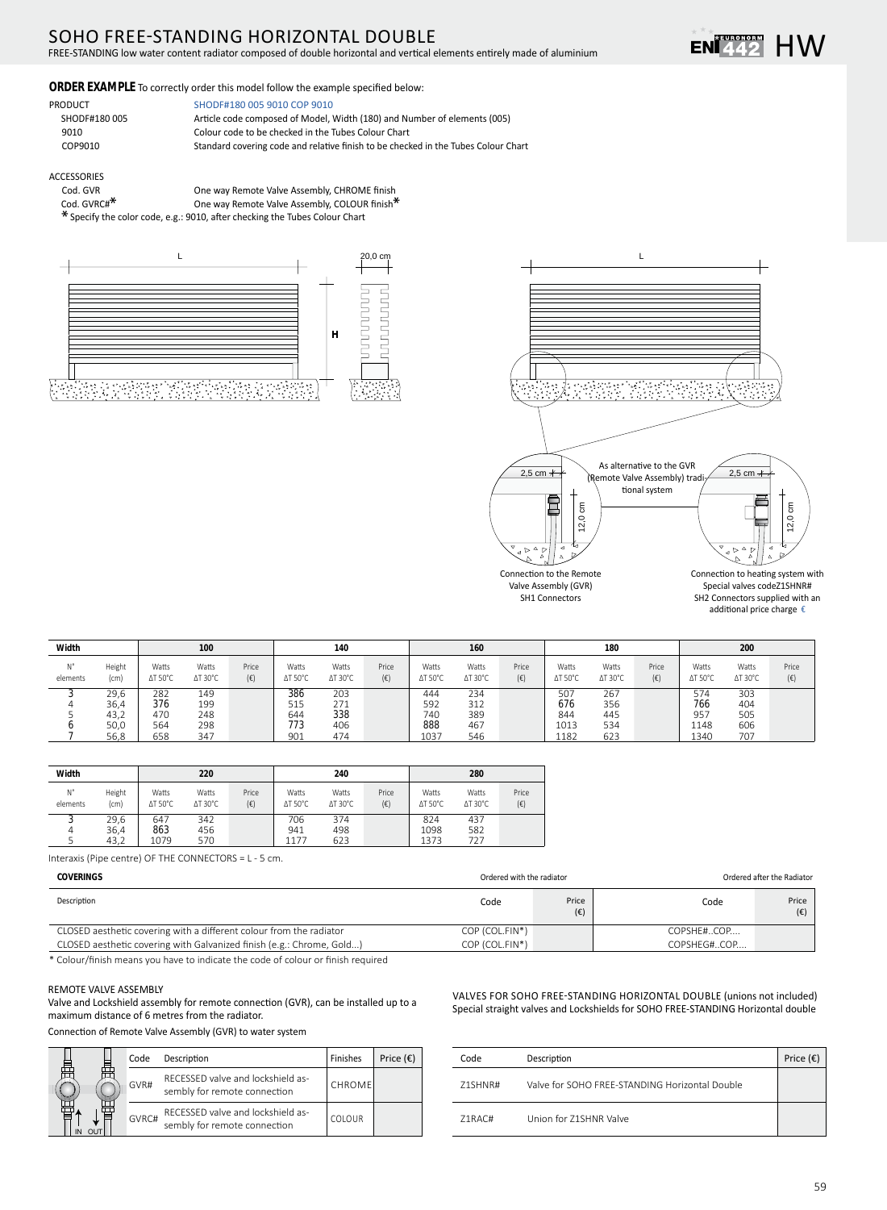# SOHO FREE-STANDING HORIZONTAL DOUBLE

FREE-STANDING low water content radiator composed of double horizontal and vertical elements entirely made of aluminium

EN 442 HW

**ORDER EXAMPLE** To correctly order this model follow the example specified below:

| | |
|---|---|
| PRODUCT | SHODF#180 005 9010 COP 9010 |
| SHODF#180 005 | Article code composed of Model, Width (180) and Number of elements (005) |
| 9010 | Colour code to be checked in the Tubes Colour Chart |
| COP9010 | Standard covering code and relative finish to be checked in the Tubes Colour Chart |

ACCESSORIES

| | |
|---|---|
| Cod. GVR | One way Remote Valve Assembly, CHROME finish |
| Cod. GVRC#* | One way Remote Valve Assembly, COLOUR finish* |

* Specify the color code, e.g.: 9010, after checking the Tubes Colour Chart

L

20,0 cm

H

L

2,5 cm

12,0 cm

As alternative to the GVR (Remote Valve Assembly) traditional system

2,5 cm

12,0 cm

Connection to the Remote Valve Assembly (GVR) SH1 Connectors

Connection to heating system with Special valves codeZ1SHNR# SH2 Connectors supplied with an additional price charge €

| Width | | 100 | | | 140 | | | 160 | | | 180 | | | 200 | | |
|---|---|---|---|---|---|---|---|---|---|---|---|---|---|---|---|---|
| N° elements | Height (cm) | Watts ΔT 50°C | Watts ΔT 30°C | Price (€) | Watts ΔT 50°C | Watts ΔT 30°C | Price (€) | Watts ΔT 50°C | Watts ΔT 30°C | Price (€) | Watts ΔT 50°C | Watts ΔT 30°C | Price (€) | Watts ΔT 50°C | Watts ΔT 30°C | Price (€) |
| 3 | 29,6 | 282 | 149 | | 386 | 203 | | 444 | 234 | | 507 | 267 | | 574 | 303 | |
| 4 | 36,4 | 376 | 199 | | 515 | 271 | | 592 | 312 | | 676 | 356 | | 766 | 404 | |
| 5 | 43,2 | 470 | 248 | | 644 | 338 | | 740 | 389 | | 844 | 445 | | 957 | 505 | |
| 6 | 50,0 | 564 | 298 | | 773 | 406 | | 888 | 467 | | 1013 | 534 | | 1148 | 606 | |
| 7 | 56,8 | 658 | 347 | | 901 | 474 | | 1037 | 546 | | 1182 | 623 | | 1340 | 707 | |

| Width | | 220 | | | 240 | | | 280 | | |
|---|---|---|---|---|---|---|---|---|---|---|
| N° elements | Height (cm) | Watts ΔT 50°C | Watts ΔT 30°C | Price (€) | Watts ΔT 50°C | Watts ΔT 30°C | Price (€) | Watts ΔT 50°C | Watts ΔT 30°C | Price (€) |
| 3 | 29,6 | 647 | 342 | | 706 | 374 | | 824 | 437 | |
| 4 | 36,4 | 863 | 456 | | 941 | 498 | | 1098 | 582 | |
| 5 | 43,2 | 1079 | 570 | | 1177 | 623 | | 1373 | 727 | |

Interaxis (Pipe centre) OF THE CONNECTORS = L - 5 cm.

| COVERINGS | Ordered with the radiator | | Ordered after the Radiator | |
|---|---|---|---|---|
| Description | Code | Price (€) | Code | Price (€) |
| CLOSED aesthetic covering with a different colour from the radiator | COP (COL.FIN*) | | COPSHE#..COP.... | |
| CLOSED aesthetic covering with Galvanized finish (e.g.: Chrome, Gold...) | COP (COL.FIN*) | | COPSHEG#..COP.... | |

* Colour/finish means you have to indicate the code of colour or finish required

REMOTE VALVE ASSEMBLY

Valve and Lockshield assembly for remote connection (GVR), can be installed up to a maximum distance of 6 metres from the radiator.

Connection of Remote Valve Assembly (GVR) to water system

| Code | Description | Finishes | Price (€) |
|---|---|---|---|
| GVR# | RECESSED valve and lockshield assembly for remote connection | CHROME | |
| GVRC# | RECESSED valve and lockshield assembly for remote connection | COLOUR | |

IN OUT

VALVES FOR SOHO FREE-STANDING HORIZONTAL DOUBLE (unions not included)

Special straight valves and Lockshields for SOHO FREE-STANDING Horizontal double

| Code | Description | Price (€) |
|---|---|---|
| Z1SHNR# | Valve for SOHO FREE-STANDING Horizontal Double | |
| Z1RAC# | Union for Z1SHNR Valve | |